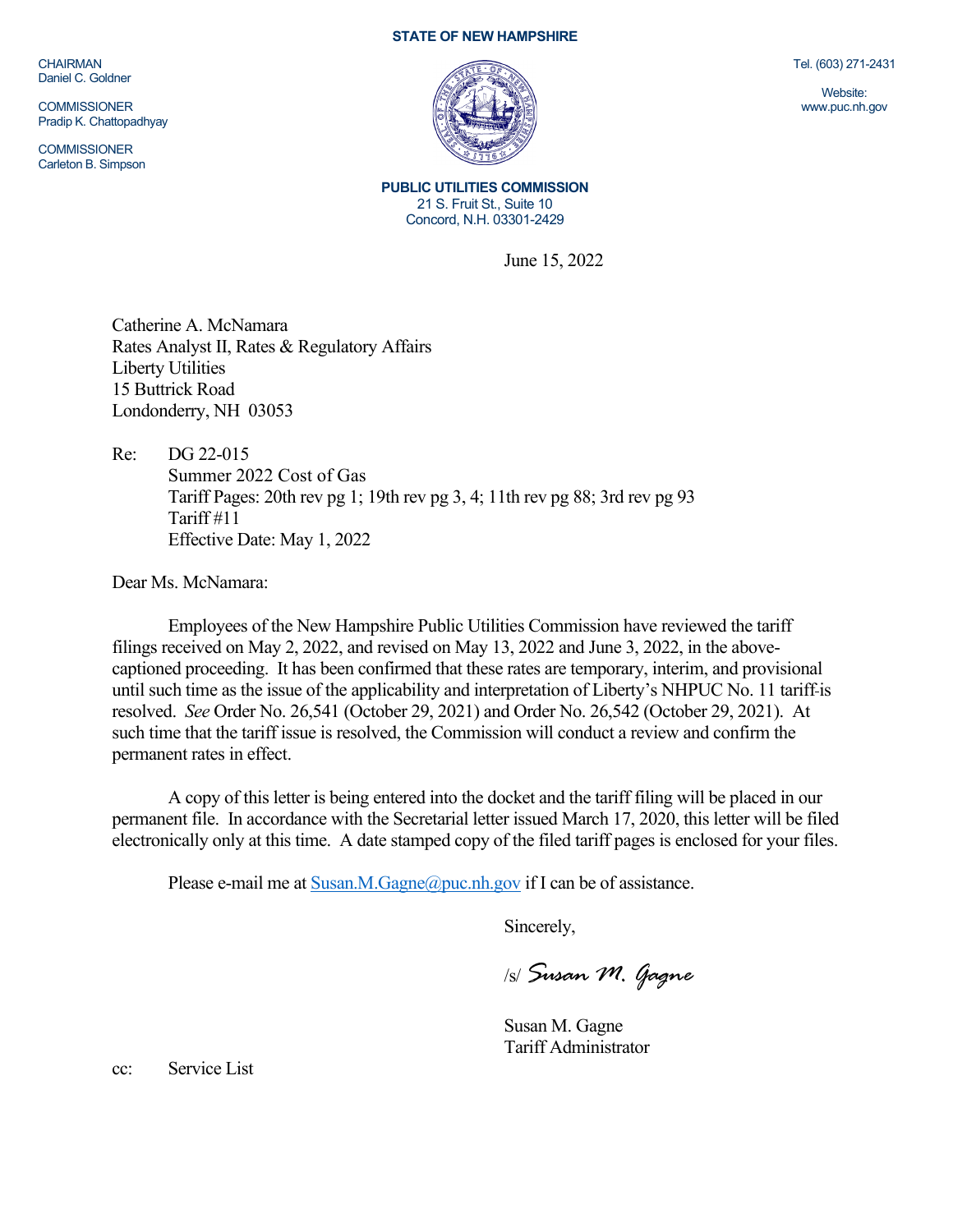**STATE OF NEW HAMPSHIRE**

CHAIRMAN
Daniel C. Goldner

COMMISSIONER
Pradip K. Chattopadhyay

COMMISSIONER
Carleton B. Simpson

Tel. (603) 271-2431

Website:
www.puc.nh.gov

**PUBLIC UTILITIES COMMISSION**
21 S. Fruit St., Suite 10
Concord, N.H. 03301-2429

June 15, 2022

Catherine A. McNamara
Rates Analyst II, Rates & Regulatory Affairs
Liberty Utilities
15 Buttrick Road
Londonderry, NH 03053

Re: DG 22-015
Summer 2022 Cost of Gas
Tariff Pages: 20th rev pg 1; 19th rev pg 3, 4; 11th rev pg 88; 3rd rev pg 93
Tariff #11
Effective Date: May 1, 2022

Dear Ms. McNamara:

Employees of the New Hampshire Public Utilities Commission have reviewed the tariff filings received on May 2, 2022, and revised on May 13, 2022 and June 3, 2022, in the above-captioned proceeding. It has been confirmed that these rates are temporary, interim, and provisional until such time as the issue of the applicability and interpretation of Liberty's NHPUC No. 11 tariff is resolved. *See* Order No. 26,541 (October 29, 2021) and Order No. 26,542 (October 29, 2021). At such time that the tariff issue is resolved, the Commission will conduct a review and confirm the permanent rates in effect.

A copy of this letter is being entered into the docket and the tariff filing will be placed in our permanent file. In accordance with the Secretarial letter issued March 17, 2020, this letter will be filed electronically only at this time. A date stamped copy of the filed tariff pages is enclosed for your files.

Please e-mail me at Susan.M.Gagne@puc.nh.gov if I can be of assistance.

Sincerely,

/s/ *Susan M. Gagne*

Susan M. Gagne
Tariff Administrator

cc: Service List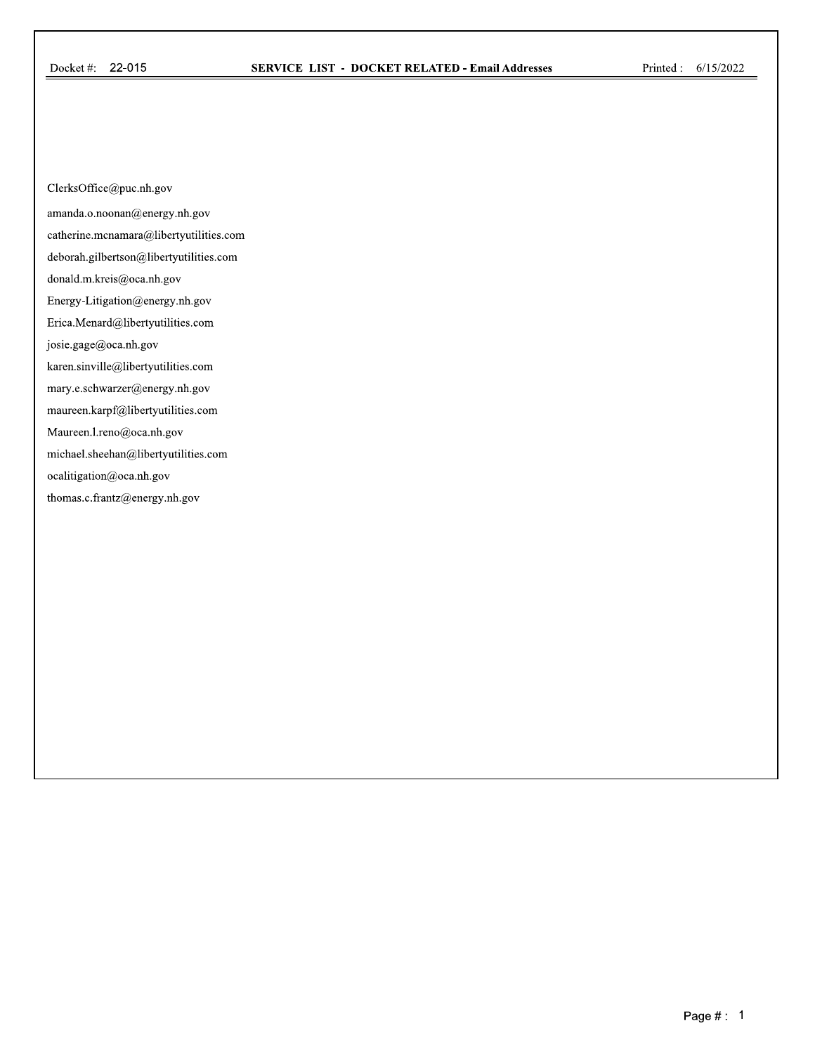Docket #: 22-015 **SERVICE LIST - DOCKET RELATED - Email Addresses** Printed : 6/15/2022

ClerksOffice@puc.nh.gov

amanda.o.noonan@energy.nh.gov

catherine.mcnamara@libertyutilities.com

deborah.gilbertson@libertyutilities.com

donald.m.kreis@oca.nh.gov

Energy-Litigation@energy.nh.gov

Erica.Menard@libertyutilities.com

josie.gage@oca.nh.gov

karen.sinville@libertyutilities.com

mary.e.schwarzer@energy.nh.gov

maureen.karpf@libertyutilities.com

Maureen.l.reno@oca.nh.gov

michael.sheehan@libertyutilities.com

ocalitigation@oca.nh.gov

thomas.c.frantz@energy.nh.gov